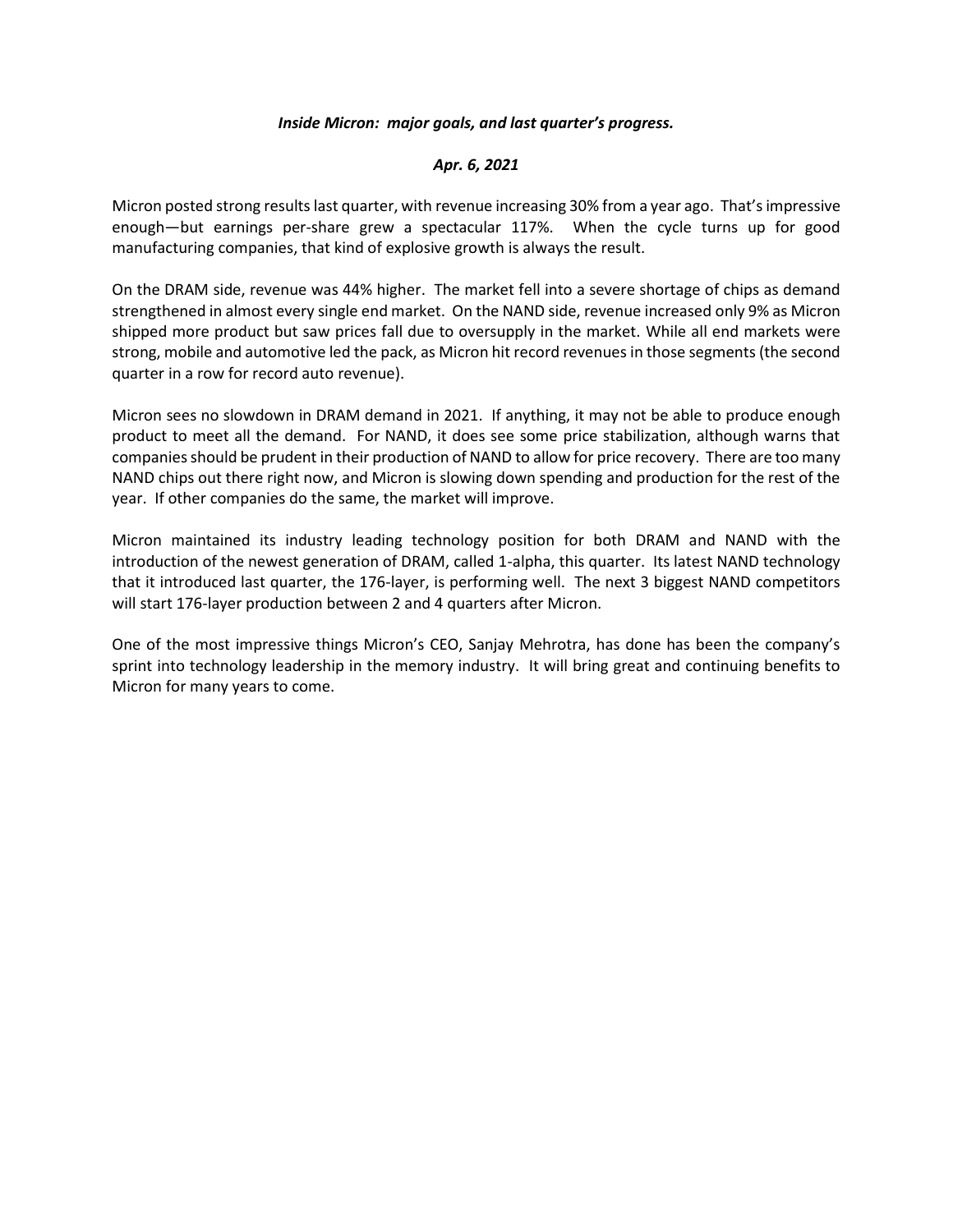***Inside Micron: major goals, and last quarter's progress.***

***Apr. 6, 2021***

Micron posted strong results last quarter, with revenue increasing 30% from a year ago. That's impressive enough—but earnings per-share grew a spectacular 117%. When the cycle turns up for good manufacturing companies, that kind of explosive growth is always the result.

On the DRAM side, revenue was 44% higher. The market fell into a severe shortage of chips as demand strengthened in almost every single end market. On the NAND side, revenue increased only 9% as Micron shipped more product but saw prices fall due to oversupply in the market. While all end markets were strong, mobile and automotive led the pack, as Micron hit record revenues in those segments (the second quarter in a row for record auto revenue).

Micron sees no slowdown in DRAM demand in 2021. If anything, it may not be able to produce enough product to meet all the demand. For NAND, it does see some price stabilization, although warns that companies should be prudent in their production of NAND to allow for price recovery. There are too many NAND chips out there right now, and Micron is slowing down spending and production for the rest of the year. If other companies do the same, the market will improve.

Micron maintained its industry leading technology position for both DRAM and NAND with the introduction of the newest generation of DRAM, called 1-alpha, this quarter. Its latest NAND technology that it introduced last quarter, the 176-layer, is performing well. The next 3 biggest NAND competitors will start 176-layer production between 2 and 4 quarters after Micron.

One of the most impressive things Micron's CEO, Sanjay Mehrotra, has done has been the company's sprint into technology leadership in the memory industry. It will bring great and continuing benefits to Micron for many years to come.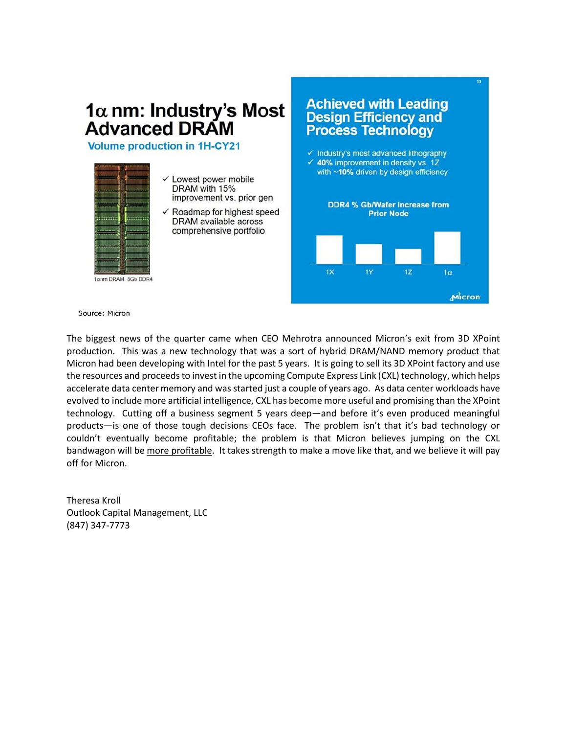## 1α nm: Industry's Most Advanced DRAM

Volume production in 1H-CY21

1αnm DRAM: 8Gb DDR4

- ✓ Lowest power mobile DRAM with 15% improvement vs. prior gen
- ✓ Roadmap for highest speed DRAM available across comprehensive portfolio

## Achieved with Leading Design Efficiency and Process Technology

- ✓ Industry's most advanced lithography
- ✓ **40%** improvement in density vs. 1Z with ~**10%** driven by design efficiency

DDR4 % Gb/Wafer Increase from Prior Node

1X
1Y
1Z
1α

Micron

Source: Micron

The biggest news of the quarter came when CEO Mehrotra announced Micron's exit from 3D XPoint production. This was a new technology that was a sort of hybrid DRAM/NAND memory product that Micron had been developing with Intel for the past 5 years. It is going to sell its 3D XPoint factory and use the resources and proceeds to invest in the upcoming Compute Express Link (CXL) technology, which helps accelerate data center memory and was started just a couple of years ago. As data center workloads have evolved to include more artificial intelligence, CXL has become more useful and promising than the XPoint technology. Cutting off a business segment 5 years deep—and before it's even produced meaningful products—is one of those tough decisions CEOs face. The problem isn't that it's bad technology or couldn't eventually become profitable; the problem is that Micron believes jumping on the CXL bandwagon will be more profitable. It takes strength to make a move like that, and we believe it will pay off for Micron.

Theresa Kroll
Outlook Capital Management, LLC
(847) 347-7773